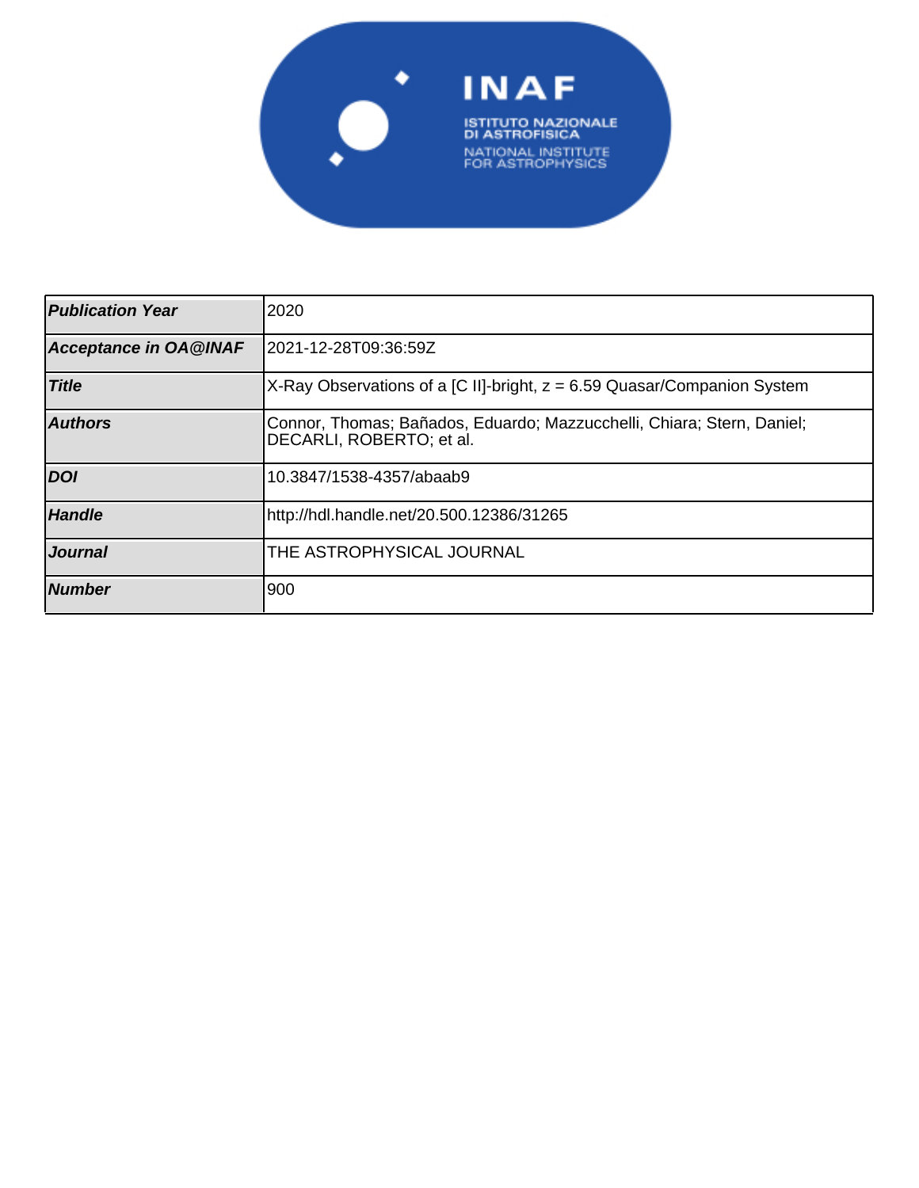| | |
|---|---|
| **Publication Year** | 2020 |
| **Acceptance in OA@INAF** | 2021-12-28T09:36:59Z |
| **Title** | X-Ray Observations of a [C II]-bright, z = 6.59 Quasar/Companion System |
| **Authors** | Connor, Thomas; Bañados, Eduardo; Mazzucchelli, Chiara; Stern, Daniel; DECARLI, ROBERTO; et al. |
| **DOI** | 10.3847/1538-4357/abaab9 |
| **Handle** | http://hdl.handle.net/20.500.12386/31265 |
| **Journal** | THE ASTROPHYSICAL JOURNAL |
| **Number** | 900 |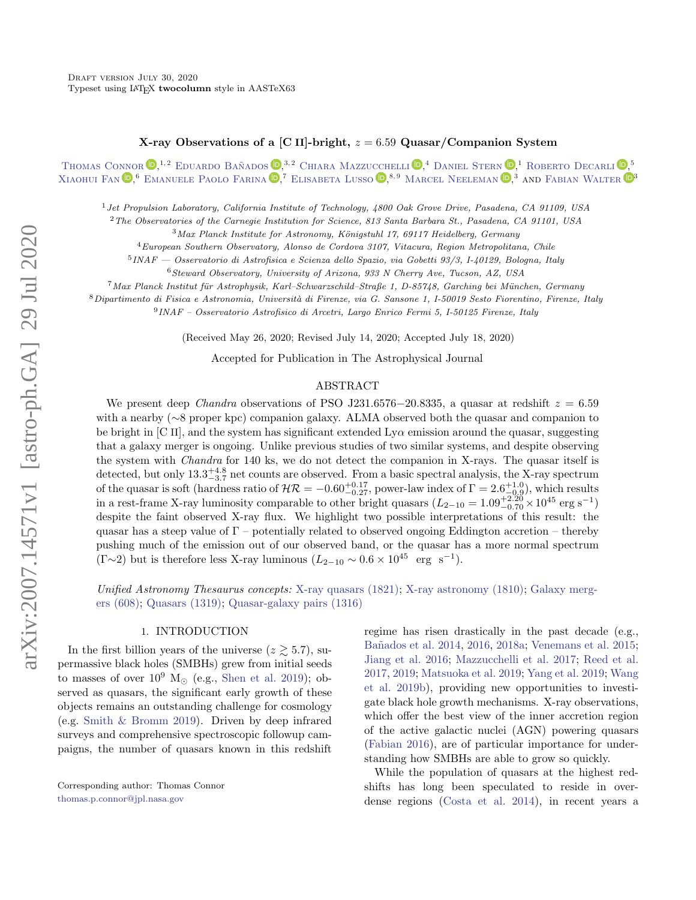Draft version July 30, 2020
Typeset using LaTeX **twocolumn** style in AASTeX63

# X-ray Observations of a [C II]-bright, $z = 6.59$ Quasar/Companion System

Thomas Connor,[1,2] Eduardo Bañados,[3,2] Chiara Mazzucchelli,[4] Daniel Stern,[1] Roberto Decarli,[5] Xiaohui Fan,[6] Emanuele Paolo Farina,[7] Elisabeta Lusso,[8,9] Marcel Neeleman,[3] and Fabian Walter[3]

[1]*Jet Propulsion Laboratory, California Institute of Technology, 4800 Oak Grove Drive, Pasadena, CA 91109, USA*
[2]*The Observatories of the Carnegie Institution for Science, 813 Santa Barbara St., Pasadena, CA 91101, USA*
[3]*Max Planck Institute for Astronomy, Königstuhl 17, 69117 Heidelberg, Germany*
[4]*European Southern Observatory, Alonso de Cordova 3107, Vitacura, Region Metropolitana, Chile*
[5]*INAF — Osservatorio di Astrofisica e Scienza dello Spazio, via Gobetti 93/3, I-40129, Bologna, Italy*
[6]*Steward Observatory, University of Arizona, 933 N Cherry Ave, Tucson, AZ, USA*
[7]*Max Planck Institut für Astrophysik, Karl–Schwarzschild–Straße 1, D-85748, Garching bei München, Germany*
[8]*Dipartimento di Fisica e Astronomia, Università di Firenze, via G. Sansone 1, I-50019 Sesto Fiorentino, Firenze, Italy*
[9]*INAF – Osservatorio Astrofisico di Arcetri, Largo Enrico Fermi 5, I-50125 Firenze, Italy*

(Received May 26, 2020; Revised July 14, 2020; Accepted July 18, 2020)

Accepted for Publication in The Astrophysical Journal

## ABSTRACT

We present deep *Chandra* observations of PSO J231.6576−20.8335, a quasar at redshift $z = 6.59$ with a nearby (∼8 proper kpc) companion galaxy. ALMA observed both the quasar and companion to be bright in [C II], and the system has significant extended Ly$\alpha$ emission around the quasar, suggesting that a galaxy merger is ongoing. Unlike previous studies of two similar systems, and despite observing the system with *Chandra* for 140 ks, we do not detect the companion in X-rays. The quasar itself is detected, but only $13.3^{+4.8}_{-3.7}$ net counts are observed. From a basic spectral analysis, the X-ray spectrum of the quasar is soft (hardness ratio of $\mathcal{HR} = -0.60^{+0.17}_{-0.27}$, power-law index of $\Gamma = 2.6^{+1.0}_{-0.9}$), which results in a rest-frame X-ray luminosity comparable to other bright quasars ($L_{2-10} = 1.09^{+2.20}_{-0.70} \times 10^{45}$ erg s$^{-1}$) despite the faint observed X-ray flux. We highlight two possible interpretations of this result: the quasar has a steep value of $\Gamma$ – potentially related to observed ongoing Eddington accretion – thereby pushing much of the emission out of our observed band, or the quasar has a more normal spectrum ($\Gamma$∼2) but is therefore less X-ray luminous ($L_{2-10} \sim 0.6 \times 10^{45}$ erg s$^{-1}$).

*Unified Astronomy Thesaurus concepts:* X-ray quasars (1821); X-ray astronomy (1810); Galaxy mergers (608); Quasars (1319); Quasar-galaxy pairs (1316)

## 1. INTRODUCTION

In the first billion years of the universe ($z \gtrsim 5.7$), supermassive black holes (SMBHs) grew from initial seeds to masses of over $10^9$ M$_\odot$ (e.g., Shen et al. 2019); observed as quasars, the significant early growth of these objects remains an outstanding challenge for cosmology (e.g. Smith & Bromm 2019). Driven by deep infrared surveys and comprehensive spectroscopic followup campaigns, the number of quasars known in this redshift regime has risen drastically in the past decade (e.g., Bañados et al. 2014, 2016, 2018a; Venemans et al. 2015; Jiang et al. 2016; Mazzucchelli et al. 2017; Reed et al. 2017, 2019; Matsuoka et al. 2019; Yang et al. 2019; Wang et al. 2019b), providing new opportunities to investigate black hole growth mechanisms. X-ray observations, which offer the best view of the inner accretion region of the active galactic nuclei (AGN) powering quasars (Fabian 2016), are of particular importance for understanding how SMBHs are able to grow so quickly.

While the population of quasars at the highest redshifts has long been speculated to reside in overdense regions (Costa et al. 2014), in recent years a

Corresponding author: Thomas Connor
thomas.p.connor@jpl.nasa.gov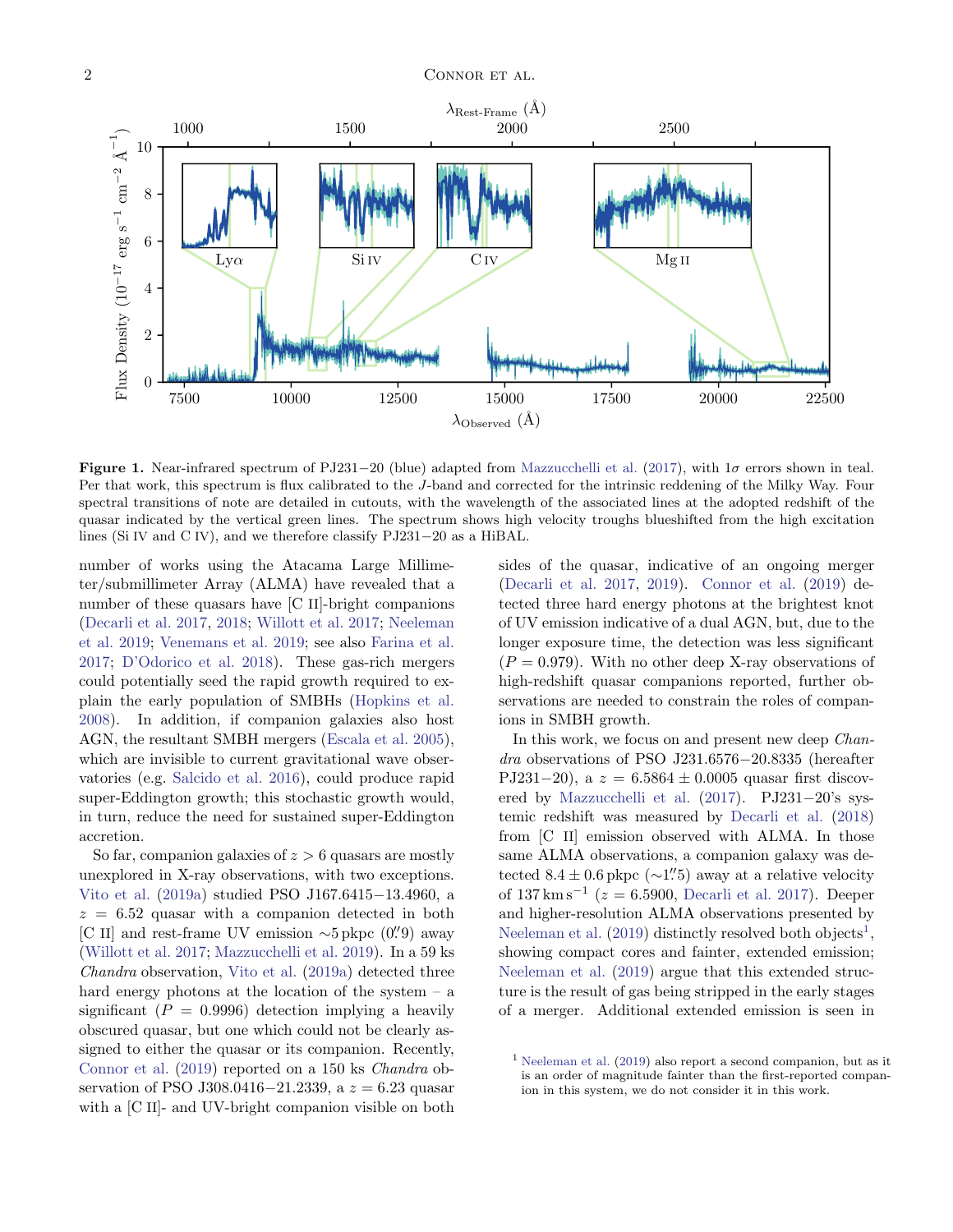**Figure 1.** Near-infrared spectrum of PJ231−20 (blue) adapted from Mazzucchelli et al. (2017), with $1\sigma$ errors shown in teal. Per that work, this spectrum is flux calibrated to the $J$-band and corrected for the intrinsic reddening of the Milky Way. Four spectral transitions of note are detailed in cutouts, with the wavelength of the associated lines at the adopted redshift of the quasar indicated by the vertical green lines. The spectrum shows high velocity troughs blueshifted from the high excitation lines (Si IV and C IV), and we therefore classify PJ231−20 as a HiBAL.

number of works using the Atacama Large Millimeter/submillimeter Array (ALMA) have revealed that a number of these quasars have [C II]-bright companions (Decarli et al. 2017, 2018; Willott et al. 2017; Neeleman et al. 2019; Venemans et al. 2019; see also Farina et al. 2017; D'Odorico et al. 2018). These gas-rich mergers could potentially seed the rapid growth required to explain the early population of SMBHs (Hopkins et al. 2008). In addition, if companion galaxies also host AGN, the resultant SMBH mergers (Escala et al. 2005), which are invisible to current gravitational wave observatories (e.g. Salcido et al. 2016), could produce rapid super-Eddington growth; this stochastic growth would, in turn, reduce the need for sustained super-Eddington accretion.

So far, companion galaxies of $z > 6$ quasars are mostly unexplored in X-ray observations, with two exceptions. Vito et al. (2019a) studied PSO J167.6415−13.4960, a $z = 6.52$ quasar with a companion detected in both [C II] and rest-frame UV emission $\sim$5 pkpc (0.″9) away (Willott et al. 2017; Mazzucchelli et al. 2019). In a 59 ks *Chandra* observation, Vito et al. (2019a) detected three hard energy photons at the location of the system – a significant ($P = 0.9996$) detection implying a heavily obscured quasar, but one which could not be clearly assigned to either the quasar or its companion. Recently, Connor et al. (2019) reported on a 150 ks *Chandra* observation of PSO J308.0416−21.2339, a $z = 6.23$ quasar with a [C II]- and UV-bright companion visible on both sides of the quasar, indicative of an ongoing merger (Decarli et al. 2017, 2019). Connor et al. (2019) detected three hard energy photons at the brightest knot of UV emission indicative of a dual AGN, but, due to the longer exposure time, the detection was less significant ($P = 0.979$). With no other deep X-ray observations of high-redshift quasar companions reported, further observations are needed to constrain the roles of companions in SMBH growth.

In this work, we focus on and present new deep *Chandra* observations of PSO J231.6576−20.8335 (hereafter PJ231−20), a $z = 6.5864 \pm 0.0005$ quasar first discovered by Mazzucchelli et al. (2017). PJ231−20's systemic redshift was measured by Decarli et al. (2018) from [C II] emission observed with ALMA. In those same ALMA observations, a companion galaxy was detected $8.4 \pm 0.6$ pkpc ($\sim$1.″5) away at a relative velocity of 137 km s$^{-1}$ ($z = 6.5900$, Decarli et al. 2017). Deeper and higher-resolution ALMA observations presented by Neeleman et al. (2019) distinctly resolved both objects[1], showing compact cores and fainter, extended emission; Neeleman et al. (2019) argue that this extended structure is the result of gas being stripped in the early stages of a merger. Additional extended emission is seen in

[1] Neeleman et al. (2019) also report a second companion, but as it is an order of magnitude fainter than the first-reported companion in this system, we do not consider it in this work.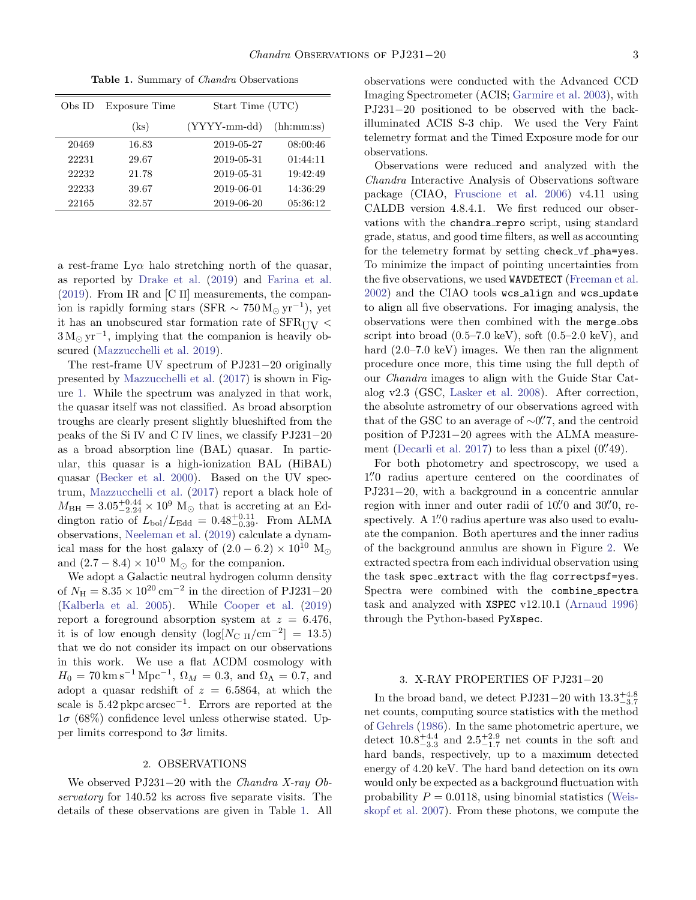**Table 1.** Summary of *Chandra* Observations

| Obs ID | Exposure Time | Start Time (UTC) | |
|---|---|---|---|
| | (ks) | (YYYY-mm-dd) | (hh:mm:ss) |
| 20469 | 16.83 | 2019-05-27 | 08:00:46 |
| 22231 | 29.67 | 2019-05-31 | 01:44:11 |
| 22232 | 21.78 | 2019-05-31 | 19:42:49 |
| 22233 | 39.67 | 2019-06-01 | 14:36:29 |
| 22165 | 32.57 | 2019-06-20 | 05:36:12 |

a rest-frame Ly$\alpha$ halo stretching north of the quasar, as reported by Drake et al. (2019) and Farina et al. (2019). From IR and [C II] measurements, the companion is rapidly forming stars (SFR $\sim 750\,\mathrm{M_\odot\,yr^{-1}}$), yet it has an unobscured star formation rate of $\mathrm{SFR_{UV}} < 3\,\mathrm{M_\odot\,yr^{-1}}$, implying that the companion is heavily obscured (Mazzucchelli et al. 2019).

The rest-frame UV spectrum of PJ231−20 originally presented by Mazzucchelli et al. (2017) is shown in Figure 1. While the spectrum was analyzed in that work, the quasar itself was not classified. As broad absorption troughs are clearly present slightly blueshifted from the peaks of the Si IV and C IV lines, we classify PJ231−20 as a broad absorption line (BAL) quasar. In particular, this quasar is a high-ionization BAL (HiBAL) quasar (Becker et al. 2000). Based on the UV spectrum, Mazzucchelli et al. (2017) report a black hole of $M_{\mathrm{BH}} = 3.05^{+0.44}_{-2.24} \times 10^9$ M$_\odot$ that is accreting at an Eddington ratio of $L_{\mathrm{bol}}/L_{\mathrm{Edd}} = 0.48^{+0.11}_{-0.39}$. From ALMA observations, Neeleman et al. (2019) calculate a dynamical mass for the host galaxy of $(2.0 - 6.2) \times 10^{10}$ M$_\odot$ and $(2.7 - 8.4) \times 10^{10}$ M$_\odot$ for the companion.

We adopt a Galactic neutral hydrogen column density of $N_{\mathrm{H}} = 8.35 \times 10^{20}\,\mathrm{cm^{-2}}$ in the direction of PJ231−20 (Kalberla et al. 2005). While Cooper et al. (2019) report a foreground absorption system at $z = 6.476$, it is of low enough density ($\log[N_{\mathrm{C\ II}}/\mathrm{cm^{-2}}] = 13.5$) that we do not consider its impact on our observations in this work. We use a flat $\Lambda$CDM cosmology with $H_0 = 70\,\mathrm{km\,s^{-1}\,Mpc^{-1}}$, $\Omega_M = 0.3$, and $\Omega_\Lambda = 0.7$, and adopt a quasar redshift of $z = 6.5864$, at which the scale is $5.42\,\mathrm{pkpc\,arcsec^{-1}}$. Errors are reported at the $1\sigma$ (68%) confidence level unless otherwise stated. Upper limits correspond to $3\sigma$ limits.

## 2. OBSERVATIONS

We observed PJ231−20 with the *Chandra X-ray Observatory* for 140.52 ks across five separate visits. The details of these observations are given in Table 1. All observations were conducted with the Advanced CCD Imaging Spectrometer (ACIS; Garmire et al. 2003), with PJ231−20 positioned to be observed with the back-illuminated ACIS S-3 chip. We used the Very Faint telemetry format and the Timed Exposure mode for our observations.

Observations were reduced and analyzed with the *Chandra* Interactive Analysis of Observations software package (CIAO, Fruscione et al. 2006) v4.11 using CALDB version 4.8.4.1. We first reduced our observations with the `chandra_repro` script, using standard grade, status, and good time filters, as well as accounting for the telemetry format by setting `check_vf_pha=yes`. To minimize the impact of pointing uncertainties from the five observations, we used `WAVDETECT` (Freeman et al. 2002) and the CIAO tools `wcs_align` and `wcs_update` to align all five observations. For imaging analysis, the observations were then combined with the `merge_obs` script into broad (0.5–7.0 keV), soft (0.5–2.0 keV), and hard (2.0–7.0 keV) images. We then ran the alignment procedure once more, this time using the full depth of our *Chandra* images to align with the Guide Star Catalog v2.3 (GSC, Lasker et al. 2008). After correction, the absolute astrometry of our observations agreed with that of the GSC to an average of $\sim$0.″7, and the centroid position of PJ231−20 agrees with the ALMA measurement (Decarli et al. 2017) to less than a pixel (0.″49).

For both photometry and spectroscopy, we used a 1.″0 radius aperture centered on the coordinates of PJ231−20, with a background in a concentric annular region with inner and outer radii of 10.″0 and 30.″0, respectively. A 1.″0 radius aperture was also used to evaluate the companion. Both apertures and the inner radius of the background annulus are shown in Figure 2. We extracted spectra from each individual observation using the task `spec_extract` with the flag `correctpsf=yes`. Spectra were combined with the `combine_spectra` task and analyzed with `XSPEC` v12.10.1 (Arnaud 1996) through the Python-based `PyXspec`.

## 3. X-RAY PROPERTIES OF PJ231−20

In the broad band, we detect PJ231−20 with $13.3^{+4.8}_{-3.7}$ net counts, computing source statistics with the method of Gehrels (1986). In the same photometric aperture, we detect $10.8^{+4.4}_{-3.3}$ and $2.5^{+2.9}_{-1.7}$ net counts in the soft and hard bands, respectively, up to a maximum detected energy of 4.20 keV. The hard band detection on its own would only be expected as a background fluctuation with probability $P = 0.0118$, using binomial statistics (Weisskopf et al. 2007). From these photons, we compute the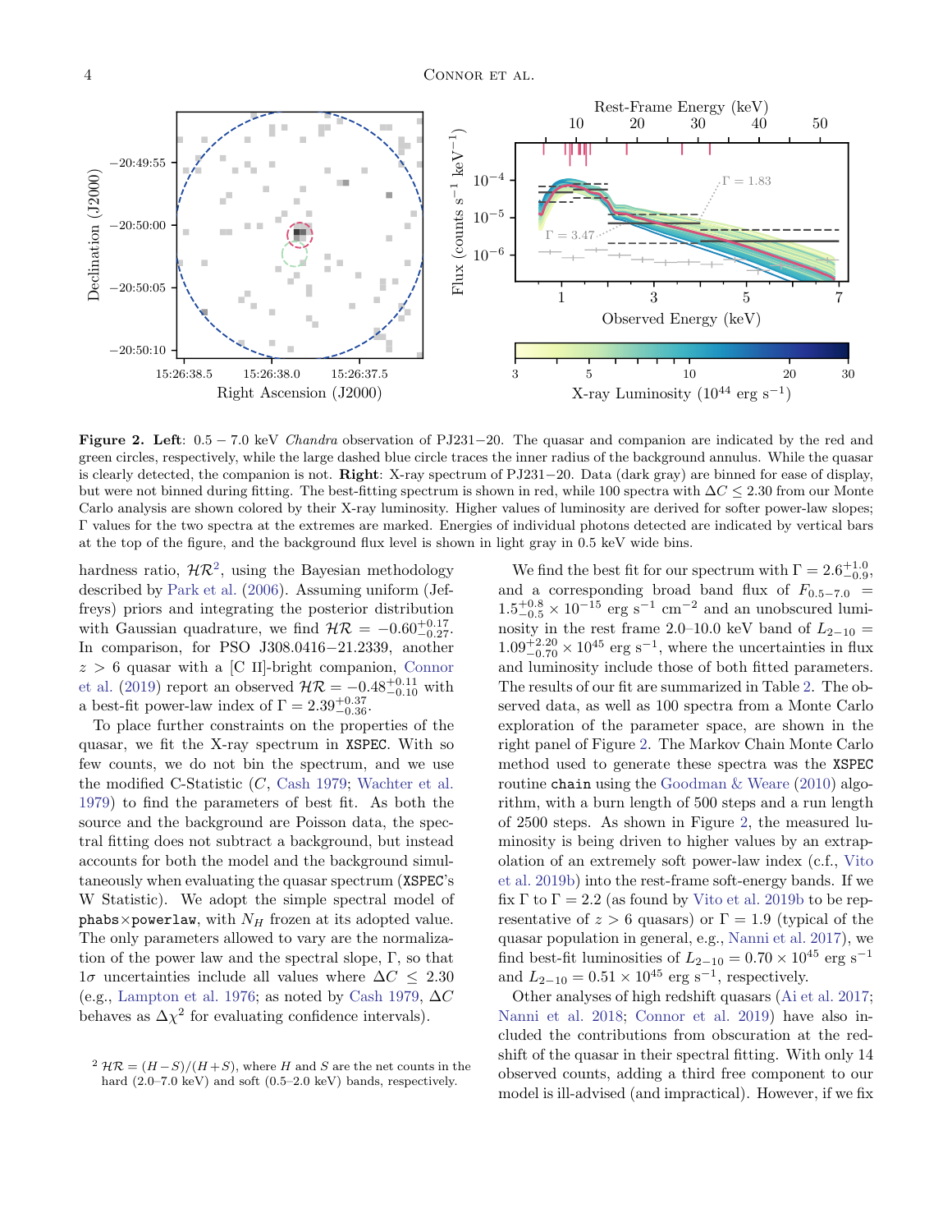**Figure 2. Left**: 0.5 − 7.0 keV *Chandra* observation of PJ231−20. The quasar and companion are indicated by the red and green circles, respectively, while the large dashed blue circle traces the inner radius of the background annulus. While the quasar is clearly detected, the companion is not. **Right**: X-ray spectrum of PJ231−20. Data (dark gray) are binned for ease of display, but were not binned during fitting. The best-fitting spectrum is shown in red, while 100 spectra with $\Delta C \leq 2.30$ from our Monte Carlo analysis are shown colored by their X-ray luminosity. Higher values of luminosity are derived for softer power-law slopes; Γ values for the two spectra at the extremes are marked. Energies of individual photons detected are indicated by vertical bars at the top of the figure, and the background flux level is shown in light gray in 0.5 keV wide bins.

hardness ratio, $\mathcal{HR}$[2], using the Bayesian methodology described by Park et al. (2006). Assuming uniform (Jeffreys) priors and integrating the posterior distribution with Gaussian quadrature, we find $\mathcal{HR} = -0.60^{+0.17}_{-0.27}$. In comparison, for PSO J308.0416−21.2339, another $z > 6$ quasar with a [C II]-bright companion, Connor et al. (2019) report an observed $\mathcal{HR} = -0.48^{+0.11}_{-0.10}$ with a best-fit power-law index of $\Gamma = 2.39^{+0.37}_{-0.36}$.

To place further constraints on the properties of the quasar, we fit the X-ray spectrum in XSPEC. With so few counts, we do not bin the spectrum, and we use the modified C-Statistic ($C$, Cash 1979; Wachter et al. 1979) to find the parameters of best fit. As both the source and the background are Poisson data, the spectral fitting does not subtract a background, but instead accounts for both the model and the background simultaneously when evaluating the quasar spectrum (XSPEC's W Statistic). We adopt the simple spectral model of phabs×powerlaw, with $N_H$ frozen at its adopted value. The only parameters allowed to vary are the normalization of the power law and the spectral slope, Γ, so that 1σ uncertainties include all values where $\Delta C \leq 2.30$ (e.g., Lampton et al. 1976; as noted by Cash 1979, $\Delta C$ behaves as $\Delta\chi^2$ for evaluating confidence intervals).

[2] $\mathcal{HR} = (H - S)/(H + S)$, where $H$ and $S$ are the net counts in the hard (2.0–7.0 keV) and soft (0.5–2.0 keV) bands, respectively.

We find the best fit for our spectrum with $\Gamma = 2.6^{+1.0}_{-0.9}$, and a corresponding broad band flux of $F_{0.5-7.0} = 1.5^{+0.8}_{-0.5} \times 10^{-15}$ erg s$^{-1}$ cm$^{-2}$ and an unobscured luminosity in the rest frame 2.0–10.0 keV band of $L_{2-10} = 1.09^{+2.20}_{-0.70} \times 10^{45}$ erg s$^{-1}$, where the uncertainties in flux and luminosity include those of both fitted parameters. The results of our fit are summarized in Table 2. The observed data, as well as 100 spectra from a Monte Carlo exploration of the parameter space, are shown in the right panel of Figure 2. The Markov Chain Monte Carlo method used to generate these spectra was the XSPEC routine chain using the Goodman & Weare (2010) algorithm, with a burn length of 500 steps and a run length of 2500 steps. As shown in Figure 2, the measured luminosity is being driven to higher values by an extrapolation of an extremely soft power-law index (c.f., Vito et al. 2019b) into the rest-frame soft-energy bands. If we fix Γ to Γ = 2.2 (as found by Vito et al. 2019b to be representative of $z > 6$ quasars) or Γ = 1.9 (typical of the quasar population in general, e.g., Nanni et al. 2017), we find best-fit luminosities of $L_{2-10} = 0.70 \times 10^{45}$ erg s$^{-1}$ and $L_{2-10} = 0.51 \times 10^{45}$ erg s$^{-1}$, respectively.

Other analyses of high redshift quasars (Ai et al. 2017; Nanni et al. 2018; Connor et al. 2019) have also included the contributions from obscuration at the redshift of the quasar in their spectral fitting. With only 14 observed counts, adding a third free component to our model is ill-advised (and impractical). However, if we fix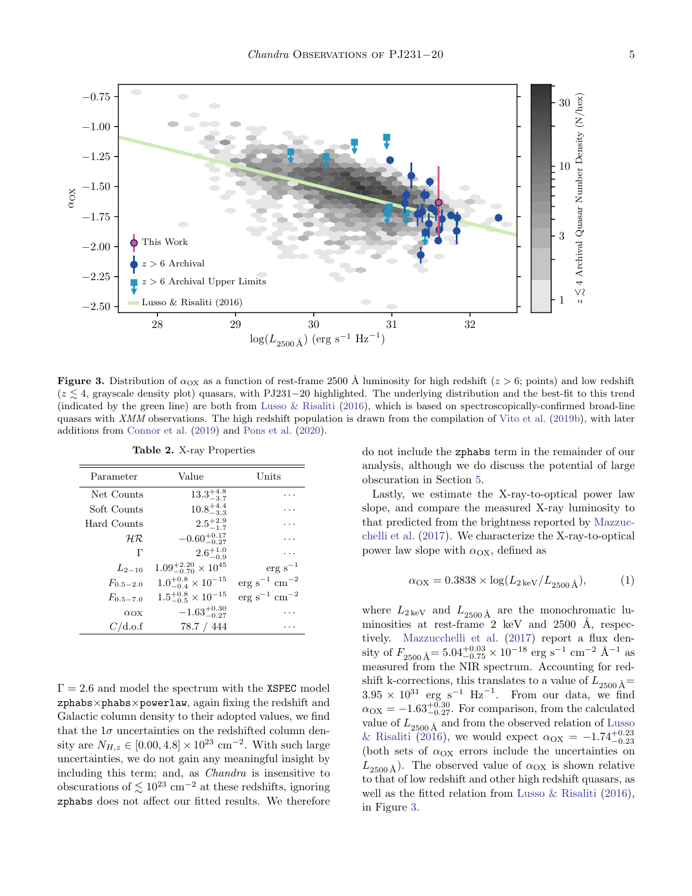**Figure 3.** Distribution of $\alpha_{\rm OX}$ as a function of rest-frame 2500 Å luminosity for high redshift ($z > 6$; points) and low redshift ($z \lesssim 4$, grayscale density plot) quasars, with PJ231−20 highlighted. The underlying distribution and the best-fit to this trend (indicated by the green line) are both from Lusso & Risaliti (2016), which is based on spectroscopically-confirmed broad-line quasars with *XMM* observations. The high redshift population is drawn from the compilation of Vito et al. (2019b), with later additions from Connor et al. (2019) and Pons et al. (2020).

**Table 2.** X-ray Properties

| Parameter | Value | Units |
|---|---|---|
| Net Counts | $13.3^{+4.8}_{-3.7}$ | ··· |
| Soft Counts | $10.8^{+4.4}_{-3.3}$ | ··· |
| Hard Counts | $2.5^{+2.9}_{-1.7}$ | ··· |
| $\mathcal{HR}$ | $-0.60^{+0.17}_{-0.27}$ | ··· |
| $\Gamma$ | $2.6^{+1.0}_{-0.9}$ | ··· |
| $L_{2-10}$ | $1.09^{+2.20}_{-0.70} \times 10^{45}$ | erg s$^{-1}$ |
| $F_{0.5-2.0}$ | $1.0^{+0.8}_{-0.4} \times 10^{-15}$ | erg s$^{-1}$ cm$^{-2}$ |
| $F_{0.5-7.0}$ | $1.5^{+0.8}_{-0.5} \times 10^{-15}$ | erg s$^{-1}$ cm$^{-2}$ |
| $\alpha_{\rm OX}$ | $-1.63^{+0.30}_{-0.27}$ | ··· |
| $C$/d.o.f | 78.7 / 444 | ··· |

$\Gamma = 2.6$ and model the spectrum with the XSPEC model zphabs×phabs×powerlaw, again fixing the redshift and Galactic column density to their adopted values, we find that the $1\sigma$ uncertainties on the redshifted column density are $N_{H,z} \in [0.00, 4.8] \times 10^{23}$ cm$^{-2}$. With such large uncertainties, we do not gain any meaningful insight by including this term; and, as *Chandra* is insensitive to obscurations of $\lesssim 10^{23}$ cm$^{-2}$ at these redshifts, ignoring zphabs does not affect our fitted results. We therefore do not include the zphabs term in the remainder of our analysis, although we do discuss the potential of large obscuration in Section 5.

Lastly, we estimate the X-ray-to-optical power law slope, and compare the measured X-ray luminosity to that predicted from the brightness reported by Mazzucchelli et al. (2017). We characterize the X-ray-to-optical power law slope with $\alpha_{\rm OX}$, defined as

$$\alpha_{\rm OX} = 0.3838 \times \log(L_{2\,{\rm keV}}/L_{2500\,\text{Å}}), \qquad (1)$$

where $L_{2\,{\rm keV}}$ and $L_{2500\,\text{Å}}$ are the monochromatic luminosities at rest-frame 2 keV and 2500 Å, respectively. Mazzucchelli et al. (2017) report a flux density of $F_{2500\,\text{Å}} = 5.04^{+0.03}_{-0.75} \times 10^{-18}$ erg s$^{-1}$ cm$^{-2}$ Å$^{-1}$ as measured from the NIR spectrum. Accounting for redshift k-corrections, this translates to a value of $L_{2500\,\text{Å}} = 3.95 \times 10^{31}$ erg s$^{-1}$ Hz$^{-1}$. From our data, we find $\alpha_{\rm OX} = -1.63^{+0.30}_{-0.27}$. For comparison, from the calculated value of $L_{2500\,\text{Å}}$ and from the observed relation of Lusso & Risaliti (2016), we would expect $\alpha_{\rm OX} = -1.74^{+0.23}_{-0.23}$ (both sets of $\alpha_{\rm OX}$ errors include the uncertainties on $L_{2500\,\text{Å}}$). The observed value of $\alpha_{\rm OX}$ is shown relative to that of low redshift and other high redshift quasars, as well as the fitted relation from Lusso & Risaliti (2016), in Figure 3.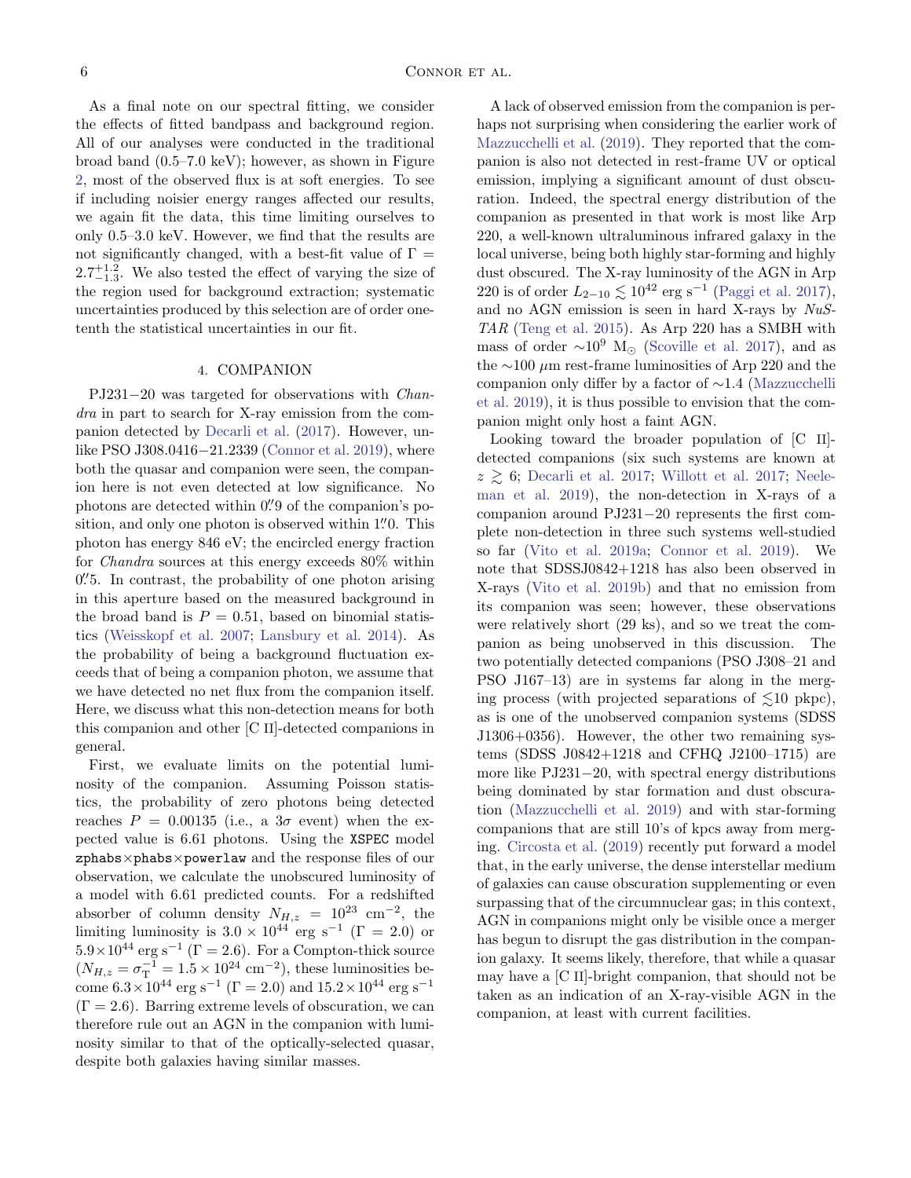As a final note on our spectral fitting, we consider the effects of fitted bandpass and background region. All of our analyses were conducted in the traditional broad band (0.5–7.0 keV); however, as shown in Figure 2, most of the observed flux is at soft energies. To see if including noisier energy ranges affected our results, we again fit the data, this time limiting ourselves to only 0.5–3.0 keV. However, we find that the results are not significantly changed, with a best-fit value of $\Gamma = 2.7^{+1.2}_{-1.3}$. We also tested the effect of varying the size of the region used for background extraction; systematic uncertainties produced by this selection are of order one-tenth the statistical uncertainties in our fit.

## 4. COMPANION

PJ231−20 was targeted for observations with *Chandra* in part to search for X-ray emission from the companion detected by Decarli et al. (2017). However, unlike PSO J308.0416−21.2339 (Connor et al. 2019), where both the quasar and companion were seen, the companion here is not even detected at low significance. No photons are detected within $0\farcs9$ of the companion's position, and only one photon is observed within $1\farcs0$. This photon has energy 846 eV; the encircled energy fraction for *Chandra* sources at this energy exceeds 80% within $0\farcs5$. In contrast, the probability of one photon arising in this aperture based on the measured background in the broad band is $P = 0.51$, based on binomial statistics (Weisskopf et al. 2007; Lansbury et al. 2014). As the probability of being a background fluctuation exceeds that of being a companion photon, we assume that we have detected no net flux from the companion itself. Here, we discuss what this non-detection means for both this companion and other [C II]-detected companions in general.

First, we evaluate limits on the potential luminosity of the companion. Assuming Poisson statistics, the probability of zero photons being detected reaches $P = 0.00135$ (i.e., a $3\sigma$ event) when the expected value is 6.61 photons. Using the `XSPEC` model `zphabs`×`phabs`×`powerlaw` and the response files of our observation, we calculate the unobscured luminosity of a model with 6.61 predicted counts. For a redshifted absorber of column density $N_{H,z} = 10^{23}$ cm$^{-2}$, the limiting luminosity is $3.0 \times 10^{44}$ erg s$^{-1}$ ($\Gamma = 2.0$) or $5.9 \times 10^{44}$ erg s$^{-1}$ ($\Gamma = 2.6$). For a Compton-thick source ($N_{H,z} = \sigma_{\rm T}^{-1} = 1.5 \times 10^{24}$ cm$^{-2}$), these luminosities become $6.3 \times 10^{44}$ erg s$^{-1}$ ($\Gamma = 2.0$) and $15.2 \times 10^{44}$ erg s$^{-1}$ ($\Gamma = 2.6$). Barring extreme levels of obscuration, we can therefore rule out an AGN in the companion with luminosity similar to that of the optically-selected quasar, despite both galaxies having similar masses.

A lack of observed emission from the companion is perhaps not surprising when considering the earlier work of Mazzucchelli et al. (2019). They reported that the companion is also not detected in rest-frame UV or optical emission, implying a significant amount of dust obscuration. Indeed, the spectral energy distribution of the companion as presented in that work is most like Arp 220, a well-known ultraluminous infrared galaxy in the local universe, being both highly star-forming and highly dust obscured. The X-ray luminosity of the AGN in Arp 220 is of order $L_{2-10} \lesssim 10^{42}$ erg s$^{-1}$ (Paggi et al. 2017), and no AGN emission is seen in hard X-rays by *NuSTAR* (Teng et al. 2015). As Arp 220 has a SMBH with mass of order $\sim 10^{9}$ M$_{\odot}$ (Scoville et al. 2017), and as the $\sim 100$ $\mu$m rest-frame luminosities of Arp 220 and the companion only differ by a factor of $\sim 1.4$ (Mazzucchelli et al. 2019), it is thus possible to envision that the companion might only host a faint AGN.

Looking toward the broader population of [C II]-detected companions (six such systems are known at $z \gtrsim 6$; Decarli et al. 2017; Willott et al. 2017; Neeleman et al. 2019), the non-detection in X-rays of a companion around PJ231−20 represents the first complete non-detection in three such systems well-studied so far (Vito et al. 2019a; Connor et al. 2019). We note that SDSSJ0842+1218 has also been observed in X-rays (Vito et al. 2019b) and that no emission from its companion was seen; however, these observations were relatively short (29 ks), and so we treat the companion as being unobserved in this discussion. The two potentially detected companions (PSO J308–21 and PSO J167–13) are in systems far along in the merging process (with projected separations of $\lesssim$10 pkpc), as is one of the unobserved companion systems (SDSS J1306+0356). However, the other two remaining systems (SDSS J0842+1218 and CFHQ J2100–1715) are more like PJ231−20, with spectral energy distributions being dominated by star formation and dust obscuration (Mazzucchelli et al. 2019) and with star-forming companions that are still 10's of kpcs away from merging. Circosta et al. (2019) recently put forward a model that, in the early universe, the dense interstellar medium of galaxies can cause obscuration supplementing or even surpassing that of the circumnuclear gas; in this context, AGN in companions might only be visible once a merger has begun to disrupt the gas distribution in the companion galaxy. It seems likely, therefore, that while a quasar may have a [C II]-bright companion, that should not be taken as an indication of an X-ray-visible AGN in the companion, at least with current facilities.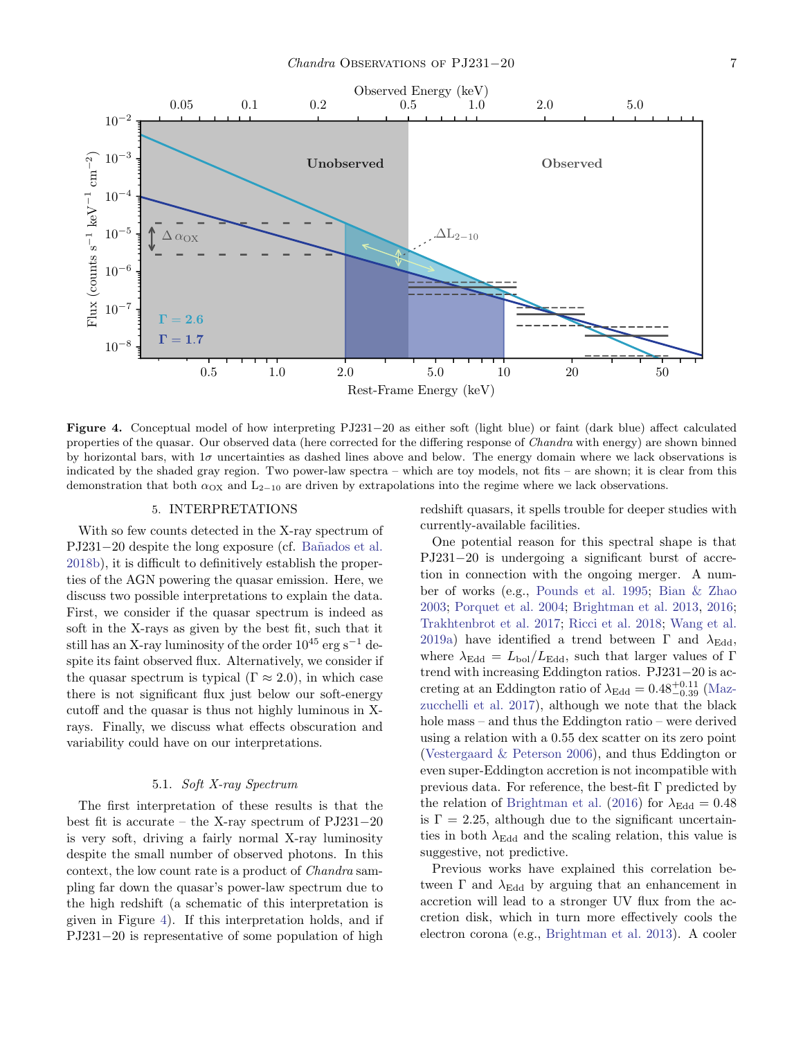**Figure 4.** Conceptual model of how interpreting PJ231−20 as either soft (light blue) or faint (dark blue) affect calculated properties of the quasar. Our observed data (here corrected for the differing response of *Chandra* with energy) are shown binned by horizontal bars, with 1$\sigma$ uncertainties as dashed lines above and below. The energy domain where we lack observations is indicated by the shaded gray region. Two power-law spectra – which are toy models, not fits – are shown; it is clear from this demonstration that both $\alpha_{\rm OX}$ and $L_{2-10}$ are driven by extrapolations into the regime where we lack observations.

## 5. INTERPRETATIONS

With so few counts detected in the X-ray spectrum of PJ231−20 despite the long exposure (cf. Bañados et al. 2018b), it is difficult to definitively establish the properties of the AGN powering the quasar emission. Here, we discuss two possible interpretations to explain the data. First, we consider if the quasar spectrum is indeed as soft in the X-rays as given by the best fit, such that it still has an X-ray luminosity of the order $10^{45}$ erg s$^{-1}$ despite its faint observed flux. Alternatively, we consider if the quasar spectrum is typical ($\Gamma \approx 2.0$), in which case there is not significant flux just below our soft-energy cutoff and the quasar is thus not highly luminous in X-rays. Finally, we discuss what effects obscuration and variability could have on our interpretations.

### 5.1. *Soft X-ray Spectrum*

The first interpretation of these results is that the best fit is accurate – the X-ray spectrum of PJ231−20 is very soft, driving a fairly normal X-ray luminosity despite the small number of observed photons. In this context, the low count rate is a product of *Chandra* sampling far down the quasar's power-law spectrum due to the high redshift (a schematic of this interpretation is given in Figure 4). If this interpretation holds, and if PJ231−20 is representative of some population of high redshift quasars, it spells trouble for deeper studies with currently-available facilities.

One potential reason for this spectral shape is that PJ231−20 is undergoing a significant burst of accretion in connection with the ongoing merger. A number of works (e.g., Pounds et al. 1995; Bian & Zhao 2003; Porquet et al. 2004; Brightman et al. 2013, 2016; Trakhtenbrot et al. 2017; Ricci et al. 2018; Wang et al. 2019a) have identified a trend between $\Gamma$ and $\lambda_{\rm Edd}$, where $\lambda_{\rm Edd} = L_{\rm bol}/L_{\rm Edd}$, such that larger values of $\Gamma$ trend with increasing Eddington ratios. PJ231−20 is accreting at an Eddington ratio of $\lambda_{\rm Edd} = 0.48^{+0.11}_{-0.39}$ (Mazzucchelli et al. 2017), although we note that the black hole mass – and thus the Eddington ratio – were derived using a relation with a 0.55 dex scatter on its zero point (Vestergaard & Peterson 2006), and thus Eddington or even super-Eddington accretion is not incompatible with previous data. For reference, the best-fit $\Gamma$ predicted by the relation of Brightman et al. (2016) for $\lambda_{\rm Edd} = 0.48$ is $\Gamma = 2.25$, although due to the significant uncertainties in both $\lambda_{\rm Edd}$ and the scaling relation, this value is suggestive, not predictive.

Previous works have explained this correlation between $\Gamma$ and $\lambda_{\rm Edd}$ by arguing that an enhancement in accretion will lead to a stronger UV flux from the accretion disk, which in turn more effectively cools the electron corona (e.g., Brightman et al. 2013). A cooler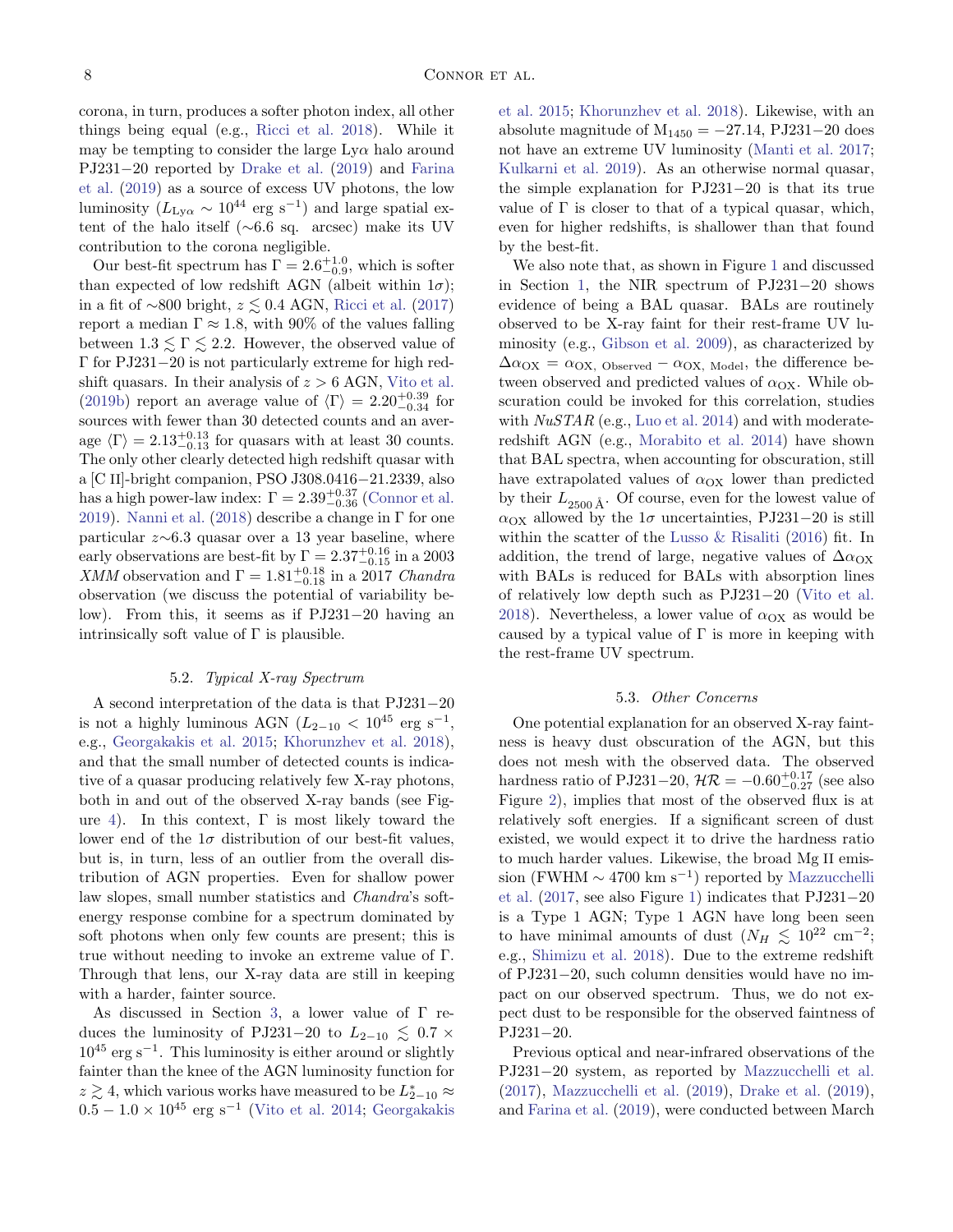corona, in turn, produces a softer photon index, all other things being equal (e.g., Ricci et al. 2018). While it may be tempting to consider the large Ly$\alpha$ halo around PJ231−20 reported by Drake et al. (2019) and Farina et al. (2019) as a source of excess UV photons, the low luminosity ($L_{\mathrm{Ly}\alpha} \sim 10^{44}$ erg s$^{-1}$) and large spatial extent of the halo itself (∼6.6 sq. arcsec) make its UV contribution to the corona negligible.

Our best-fit spectrum has $\Gamma = 2.6^{+1.0}_{-0.9}$, which is softer than expected of low redshift AGN (albeit within 1$\sigma$); in a fit of ∼800 bright, $z \lesssim 0.4$ AGN, Ricci et al. (2017) report a median $\Gamma \approx 1.8$, with 90% of the values falling between $1.3 \lesssim \Gamma \lesssim 2.2$. However, the observed value of $\Gamma$ for PJ231−20 is not particularly extreme for high redshift quasars. In their analysis of $z > 6$ AGN, Vito et al. (2019b) report an average value of $\langle\Gamma\rangle = 2.20^{+0.39}_{-0.34}$ for sources with fewer than 30 detected counts and an average $\langle\Gamma\rangle = 2.13^{+0.13}_{-0.13}$ for quasars with at least 30 counts. The only other clearly detected high redshift quasar with a [C II]-bright companion, PSO J308.0416−21.2339, also has a high power-law index: $\Gamma = 2.39^{+0.37}_{-0.36}$ (Connor et al. 2019). Nanni et al. (2018) describe a change in $\Gamma$ for one particular $z$∼6.3 quasar over a 13 year baseline, where early observations are best-fit by $\Gamma = 2.37^{+0.16}_{-0.15}$ in a 2003 *XMM* observation and $\Gamma = 1.81^{+0.18}_{-0.18}$ in a 2017 *Chandra* observation (we discuss the potential of variability below). From this, it seems as if PJ231−20 having an intrinsically soft value of $\Gamma$ is plausible.

### 5.2. *Typical X-ray Spectrum*

A second interpretation of the data is that PJ231−20 is not a highly luminous AGN ($L_{2-10} < 10^{45}$ erg s$^{-1}$, e.g., Georgakakis et al. 2015; Khorunzhev et al. 2018), and that the small number of detected counts is indicative of a quasar producing relatively few X-ray photons, both in and out of the observed X-ray bands (see Figure 4). In this context, $\Gamma$ is most likely toward the lower end of the 1$\sigma$ distribution of our best-fit values, but is, in turn, less of an outlier from the overall distribution of AGN properties. Even for shallow power law slopes, small number statistics and *Chandra*'s soft-energy response combine for a spectrum dominated by soft photons when only few counts are present; this is true without needing to invoke an extreme value of $\Gamma$. Through that lens, our X-ray data are still in keeping with a harder, fainter source.

As discussed in Section 3, a lower value of $\Gamma$ reduces the luminosity of PJ231−20 to $L_{2-10} \lesssim 0.7 \times 10^{45}$ erg s$^{-1}$. This luminosity is either around or slightly fainter than the knee of the AGN luminosity function for $z \gtrsim 4$, which various works have measured to be $L^{*}_{2-10} \approx 0.5 - 1.0 \times 10^{45}$ erg s$^{-1}$ (Vito et al. 2014; Georgakakis et al. 2015; Khorunzhev et al. 2018). Likewise, with an absolute magnitude of $\mathrm{M}_{1450} = -27.14$, PJ231−20 does not have an extreme UV luminosity (Manti et al. 2017; Kulkarni et al. 2019). As an otherwise normal quasar, the simple explanation for PJ231−20 is that its true value of $\Gamma$ is closer to that of a typical quasar, which, even for higher redshifts, is shallower than that found by the best-fit.

We also note that, as shown in Figure 1 and discussed in Section 1, the NIR spectrum of PJ231−20 shows evidence of being a BAL quasar. BALs are routinely observed to be X-ray faint for their rest-frame UV luminosity (e.g., Gibson et al. 2009), as characterized by $\Delta\alpha_{\mathrm{OX}} = \alpha_{\mathrm{OX,\ Observed}} - \alpha_{\mathrm{OX,\ Model}}$, the difference between observed and predicted values of $\alpha_{\mathrm{OX}}$. While obscuration could be invoked for this correlation, studies with *NuSTAR* (e.g., Luo et al. 2014) and with moderate-redshift AGN (e.g., Morabito et al. 2014) have shown that BAL spectra, when accounting for obscuration, still have extrapolated values of $\alpha_{\mathrm{OX}}$ lower than predicted by their $L_{2500\,\text{Å}}$. Of course, even for the lowest value of $\alpha_{\mathrm{OX}}$ allowed by the 1$\sigma$ uncertainties, PJ231−20 is still within the scatter of the Lusso & Risaliti (2016) fit. In addition, the trend of large, negative values of $\Delta\alpha_{\mathrm{OX}}$ with BALs is reduced for BALs with absorption lines of relatively low depth such as PJ231−20 (Vito et al. 2018). Nevertheless, a lower value of $\alpha_{\mathrm{OX}}$ as would be caused by a typical value of $\Gamma$ is more in keeping with the rest-frame UV spectrum.

### 5.3. *Other Concerns*

One potential explanation for an observed X-ray faintness is heavy dust obscuration of the AGN, but this does not mesh with the observed data. The observed hardness ratio of PJ231−20, $\mathcal{HR} = -0.60^{+0.17}_{-0.27}$ (see also Figure 2), implies that most of the observed flux is at relatively soft energies. If a significant screen of dust existed, we would expect it to drive the hardness ratio to much harder values. Likewise, the broad Mg II emission (FWHM ∼ 4700 km s$^{-1}$) reported by Mazzucchelli et al. (2017, see also Figure 1) indicates that PJ231−20 is a Type 1 AGN; Type 1 AGN have long been seen to have minimal amounts of dust ($N_H \lesssim 10^{22}$ cm$^{-2}$; e.g., Shimizu et al. 2018). Due to the extreme redshift of PJ231−20, such column densities would have no impact on our observed spectrum. Thus, we do not expect dust to be responsible for the observed faintness of PJ231−20.

Previous optical and near-infrared observations of the PJ231−20 system, as reported by Mazzucchelli et al. (2017), Mazzucchelli et al. (2019), Drake et al. (2019), and Farina et al. (2019), were conducted between March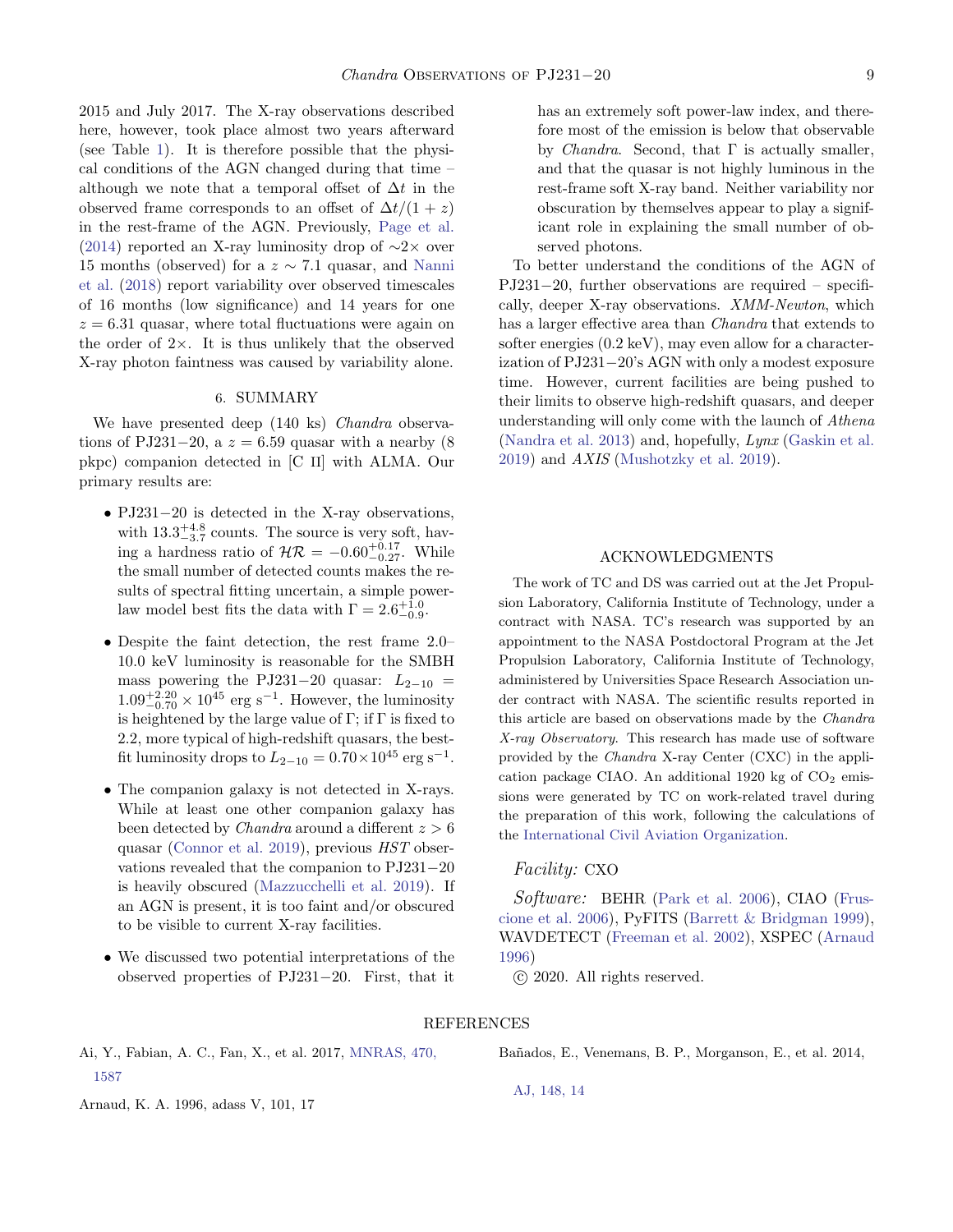2015 and July 2017. The X-ray observations described here, however, took place almost two years afterward (see Table 1). It is therefore possible that the physical conditions of the AGN changed during that time – although we note that a temporal offset of $\Delta t$ in the observed frame corresponds to an offset of $\Delta t/(1+z)$ in the rest-frame of the AGN. Previously, Page et al. (2014) reported an X-ray luminosity drop of $\sim 2\times$ over 15 months (observed) for a $z \sim 7.1$ quasar, and Nanni et al. (2018) report variability over observed timescales of 16 months (low significance) and 14 years for one $z = 6.31$ quasar, where total fluctuations were again on the order of $2\times$. It is thus unlikely that the observed X-ray photon faintness was caused by variability alone.

## 6. SUMMARY

We have presented deep (140 ks) *Chandra* observations of PJ231−20, a $z = 6.59$ quasar with a nearby (8 pkpc) companion detected in [C II] with ALMA. Our primary results are:

- PJ231−20 is detected in the X-ray observations, with $13.3^{+4.8}_{-3.7}$ counts. The source is very soft, having a hardness ratio of $\mathcal{HR} = -0.60^{+0.17}_{-0.27}$. While the small number of detected counts makes the results of spectral fitting uncertain, a simple power-law model best fits the data with $\Gamma = 2.6^{+1.0}_{-0.9}$.
- Despite the faint detection, the rest frame 2.0–10.0 keV luminosity is reasonable for the SMBH mass powering the PJ231−20 quasar: $L_{2-10} = 1.09^{+2.20}_{-0.70} \times 10^{45}$ erg s$^{-1}$. However, the luminosity is heightened by the large value of $\Gamma$; if $\Gamma$ is fixed to 2.2, more typical of high-redshift quasars, the best-fit luminosity drops to $L_{2-10} = 0.70 \times 10^{45}$ erg s$^{-1}$.
- The companion galaxy is not detected in X-rays. While at least one other companion galaxy has been detected by *Chandra* around a different $z > 6$ quasar (Connor et al. 2019), previous *HST* observations revealed that the companion to PJ231−20 is heavily obscured (Mazzucchelli et al. 2019). If an AGN is present, it is too faint and/or obscured to be visible to current X-ray facilities.
- We discussed two potential interpretations of the observed properties of PJ231−20. First, that it has an extremely soft power-law index, and therefore most of the emission is below that observable by *Chandra*. Second, that $\Gamma$ is actually smaller, and that the quasar is not highly luminous in the rest-frame soft X-ray band. Neither variability nor obscuration by themselves appear to play a significant role in explaining the small number of observed photons.

To better understand the conditions of the AGN of PJ231−20, further observations are required – specifically, deeper X-ray observations. *XMM-Newton*, which has a larger effective area than *Chandra* that extends to softer energies (0.2 keV), may even allow for a characterization of PJ231−20's AGN with only a modest exposure time. However, current facilities are being pushed to their limits to observe high-redshift quasars, and deeper understanding will only come with the launch of *Athena* (Nandra et al. 2013) and, hopefully, *Lynx* (Gaskin et al. 2019) and *AXIS* (Mushotzky et al. 2019).

## ACKNOWLEDGMENTS

The work of TC and DS was carried out at the Jet Propulsion Laboratory, California Institute of Technology, under a contract with NASA. TC's research was supported by an appointment to the NASA Postdoctoral Program at the Jet Propulsion Laboratory, California Institute of Technology, administered by Universities Space Research Association under contract with NASA. The scientific results reported in this article are based on observations made by the *Chandra X-ray Observatory*. This research has made use of software provided by the *Chandra* X-ray Center (CXC) in the application package CIAO. An additional 1920 kg of $CO_2$ emissions were generated by TC on work-related travel during the preparation of this work, following the calculations of the International Civil Aviation Organization.

*Facility:* CXO

*Software:* BEHR (Park et al. 2006), CIAO (Fruscione et al. 2006), PyFITS (Barrett & Bridgman 1999), WAVDETECT (Freeman et al. 2002), XSPEC (Arnaud 1996)

© 2020. All rights reserved.

## REFERENCES

Ai, Y., Fabian, A. C., Fan, X., et al. 2017, MNRAS, 470, 1587

Arnaud, K. A. 1996, adass V, 101, 17

Bañados, E., Venemans, B. P., Morganson, E., et al. 2014, AJ, 148, 14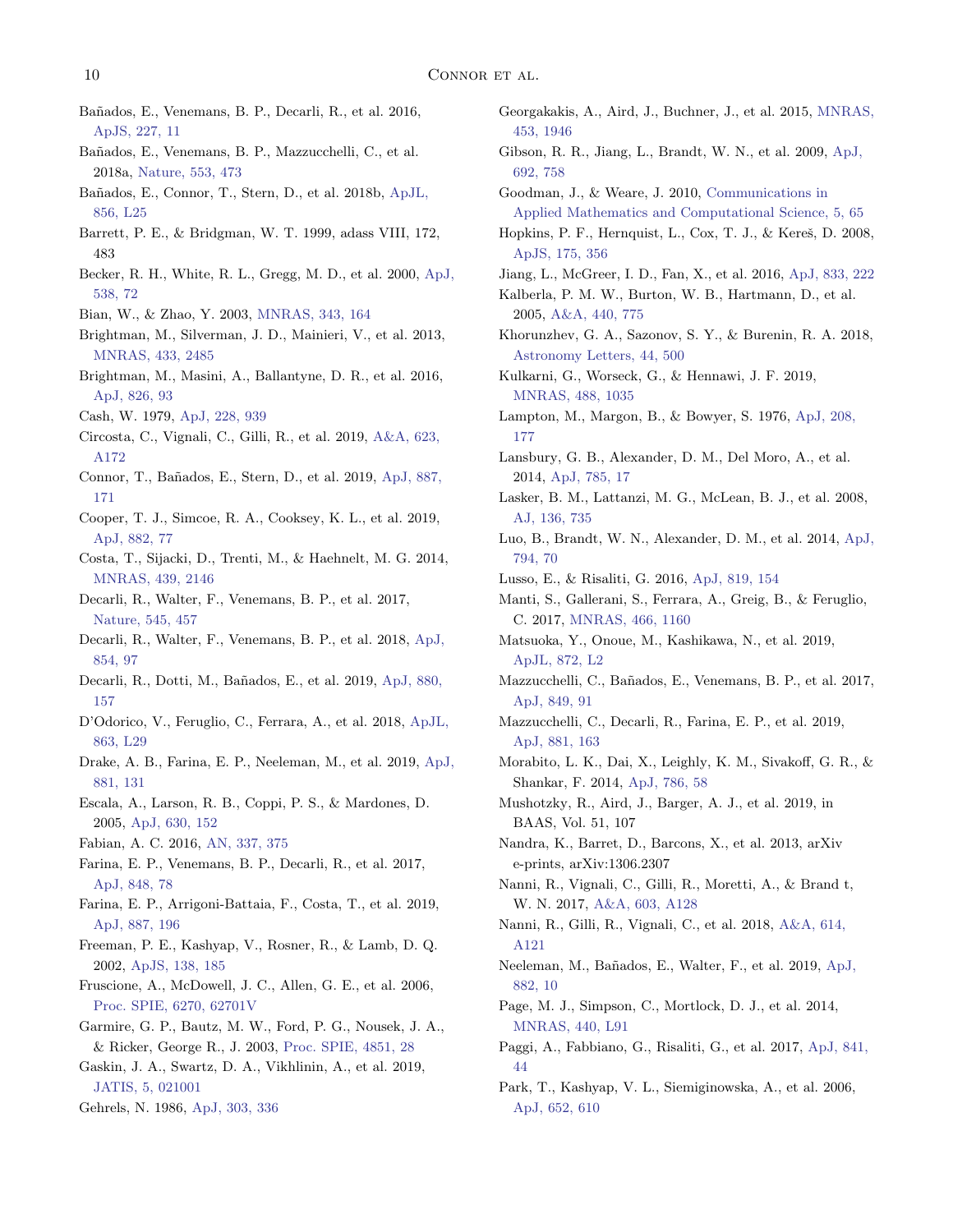Bañados, E., Venemans, B. P., Decarli, R., et al. 2016, ApJS, 227, 11

Bañados, E., Venemans, B. P., Mazzucchelli, C., et al. 2018a, Nature, 553, 473

Bañados, E., Connor, T., Stern, D., et al. 2018b, ApJL, 856, L25

Barrett, P. E., & Bridgman, W. T. 1999, adass VIII, 172, 483

Becker, R. H., White, R. L., Gregg, M. D., et al. 2000, ApJ, 538, 72

Bian, W., & Zhao, Y. 2003, MNRAS, 343, 164

Brightman, M., Silverman, J. D., Mainieri, V., et al. 2013, MNRAS, 433, 2485

Brightman, M., Masini, A., Ballantyne, D. R., et al. 2016, ApJ, 826, 93

Cash, W. 1979, ApJ, 228, 939

Circosta, C., Vignali, C., Gilli, R., et al. 2019, A&A, 623, A172

Connor, T., Bañados, E., Stern, D., et al. 2019, ApJ, 887, 171

Cooper, T. J., Simcoe, R. A., Cooksey, K. L., et al. 2019, ApJ, 882, 77

Costa, T., Sijacki, D., Trenti, M., & Haehnelt, M. G. 2014, MNRAS, 439, 2146

Decarli, R., Walter, F., Venemans, B. P., et al. 2017, Nature, 545, 457

Decarli, R., Walter, F., Venemans, B. P., et al. 2018, ApJ, 854, 97

Decarli, R., Dotti, M., Bañados, E., et al. 2019, ApJ, 880, 157

D'Odorico, V., Feruglio, C., Ferrara, A., et al. 2018, ApJL, 863, L29

Drake, A. B., Farina, E. P., Neeleman, M., et al. 2019, ApJ, 881, 131

Escala, A., Larson, R. B., Coppi, P. S., & Mardones, D. 2005, ApJ, 630, 152

Fabian, A. C. 2016, AN, 337, 375

Farina, E. P., Venemans, B. P., Decarli, R., et al. 2017, ApJ, 848, 78

Farina, E. P., Arrigoni-Battaia, F., Costa, T., et al. 2019, ApJ, 887, 196

Freeman, P. E., Kashyap, V., Rosner, R., & Lamb, D. Q. 2002, ApJS, 138, 185

Fruscione, A., McDowell, J. C., Allen, G. E., et al. 2006, Proc. SPIE, 6270, 62701V

Garmire, G. P., Bautz, M. W., Ford, P. G., Nousek, J. A., & Ricker, George R., J. 2003, Proc. SPIE, 4851, 28

Gaskin, J. A., Swartz, D. A., Vikhlinin, A., et al. 2019, JATIS, 5, 021001

Gehrels, N. 1986, ApJ, 303, 336

Georgakakis, A., Aird, J., Buchner, J., et al. 2015, MNRAS, 453, 1946

Gibson, R. R., Jiang, L., Brandt, W. N., et al. 2009, ApJ, 692, 758

Goodman, J., & Weare, J. 2010, Communications in Applied Mathematics and Computational Science, 5, 65

Hopkins, P. F., Hernquist, L., Cox, T. J., & Kereš, D. 2008, ApJS, 175, 356

Jiang, L., McGreer, I. D., Fan, X., et al. 2016, ApJ, 833, 222

Kalberla, P. M. W., Burton, W. B., Hartmann, D., et al. 2005, A&A, 440, 775

Khorunzhev, G. A., Sazonov, S. Y., & Burenin, R. A. 2018, Astronomy Letters, 44, 500

Kulkarni, G., Worseck, G., & Hennawi, J. F. 2019, MNRAS, 488, 1035

Lampton, M., Margon, B., & Bowyer, S. 1976, ApJ, 208, 177

Lansbury, G. B., Alexander, D. M., Del Moro, A., et al. 2014, ApJ, 785, 17

Lasker, B. M., Lattanzi, M. G., McLean, B. J., et al. 2008, AJ, 136, 735

Luo, B., Brandt, W. N., Alexander, D. M., et al. 2014, ApJ, 794, 70

Lusso, E., & Risaliti, G. 2016, ApJ, 819, 154

Manti, S., Gallerani, S., Ferrara, A., Greig, B., & Feruglio, C. 2017, MNRAS, 466, 1160

Matsuoka, Y., Onoue, M., Kashikawa, N., et al. 2019, ApJL, 872, L2

Mazzucchelli, C., Bañados, E., Venemans, B. P., et al. 2017, ApJ, 849, 91

Mazzucchelli, C., Decarli, R., Farina, E. P., et al. 2019, ApJ, 881, 163

Morabito, L. K., Dai, X., Leighly, K. M., Sivakoff, G. R., & Shankar, F. 2014, ApJ, 786, 58

Mushotzky, R., Aird, J., Barger, A. J., et al. 2019, in BAAS, Vol. 51, 107

Nandra, K., Barret, D., Barcons, X., et al. 2013, arXiv e-prints, arXiv:1306.2307

Nanni, R., Vignali, C., Gilli, R., Moretti, A., & Brand t, W. N. 2017, A&A, 603, A128

Nanni, R., Gilli, R., Vignali, C., et al. 2018, A&A, 614, A121

Neeleman, M., Bañados, E., Walter, F., et al. 2019, ApJ, 882, 10

Page, M. J., Simpson, C., Mortlock, D. J., et al. 2014, MNRAS, 440, L91

Paggi, A., Fabbiano, G., Risaliti, G., et al. 2017, ApJ, 841, 44

Park, T., Kashyap, V. L., Siemiginowska, A., et al. 2006, ApJ, 652, 610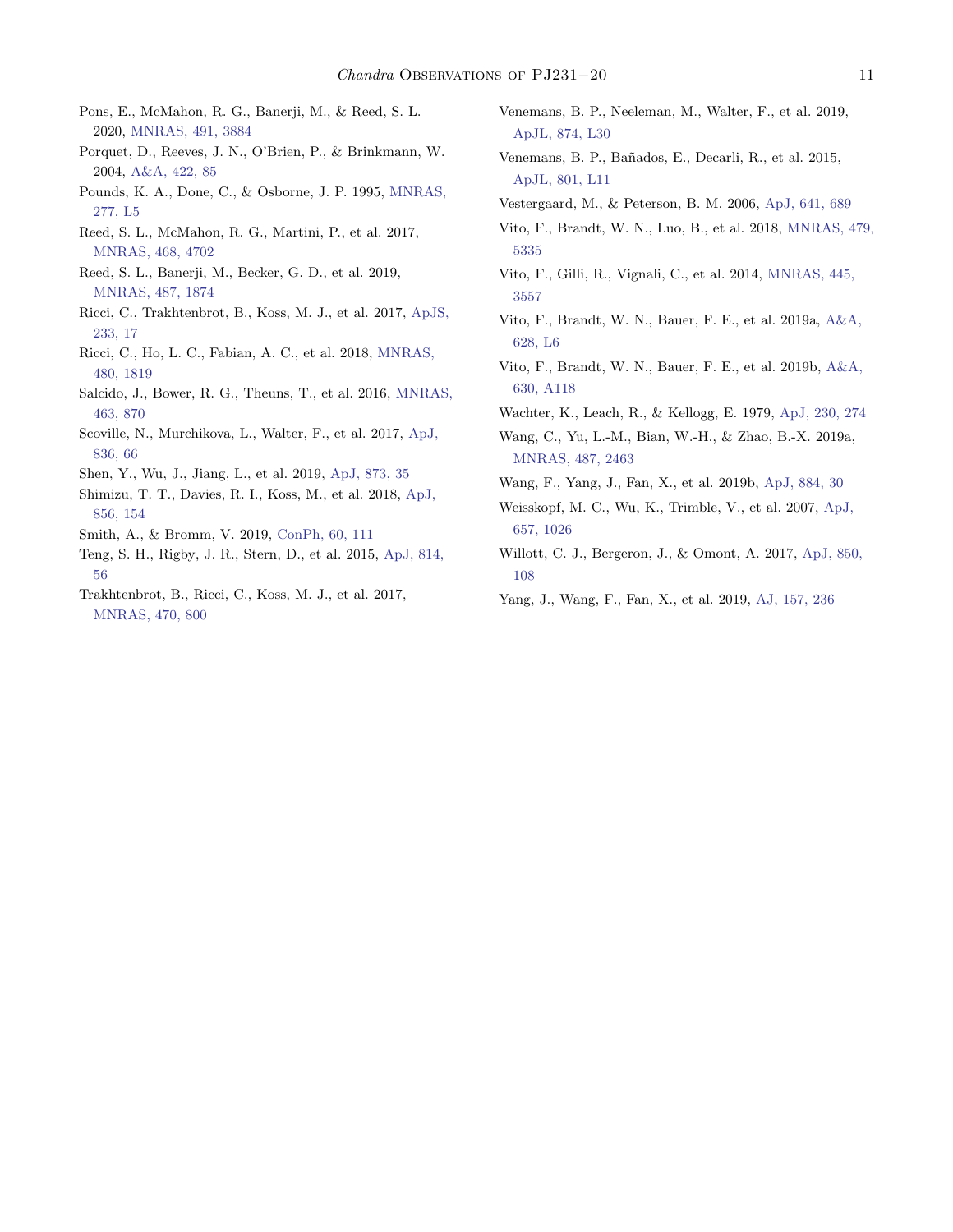Pons, E., McMahon, R. G., Banerji, M., & Reed, S. L. 2020, MNRAS, 491, 3884

Porquet, D., Reeves, J. N., O'Brien, P., & Brinkmann, W. 2004, A&A, 422, 85

Pounds, K. A., Done, C., & Osborne, J. P. 1995, MNRAS, 277, L5

Reed, S. L., McMahon, R. G., Martini, P., et al. 2017, MNRAS, 468, 4702

Reed, S. L., Banerji, M., Becker, G. D., et al. 2019, MNRAS, 487, 1874

Ricci, C., Trakhtenbrot, B., Koss, M. J., et al. 2017, ApJS, 233, 17

Ricci, C., Ho, L. C., Fabian, A. C., et al. 2018, MNRAS, 480, 1819

Salcido, J., Bower, R. G., Theuns, T., et al. 2016, MNRAS, 463, 870

Scoville, N., Murchikova, L., Walter, F., et al. 2017, ApJ, 836, 66

Shen, Y., Wu, J., Jiang, L., et al. 2019, ApJ, 873, 35

Shimizu, T. T., Davies, R. I., Koss, M., et al. 2018, ApJ, 856, 154

Smith, A., & Bromm, V. 2019, ConPh, 60, 111

Teng, S. H., Rigby, J. R., Stern, D., et al. 2015, ApJ, 814, 56

Trakhtenbrot, B., Ricci, C., Koss, M. J., et al. 2017, MNRAS, 470, 800

Venemans, B. P., Neeleman, M., Walter, F., et al. 2019, ApJL, 874, L30

Venemans, B. P., Bañados, E., Decarli, R., et al. 2015, ApJL, 801, L11

Vestergaard, M., & Peterson, B. M. 2006, ApJ, 641, 689

Vito, F., Brandt, W. N., Luo, B., et al. 2018, MNRAS, 479, 5335

Vito, F., Gilli, R., Vignali, C., et al. 2014, MNRAS, 445, 3557

Vito, F., Brandt, W. N., Bauer, F. E., et al. 2019a, A&A, 628, L6

Vito, F., Brandt, W. N., Bauer, F. E., et al. 2019b, A&A, 630, A118

Wachter, K., Leach, R., & Kellogg, E. 1979, ApJ, 230, 274

Wang, C., Yu, L.-M., Bian, W.-H., & Zhao, B.-X. 2019a, MNRAS, 487, 2463

Wang, F., Yang, J., Fan, X., et al. 2019b, ApJ, 884, 30

Weisskopf, M. C., Wu, K., Trimble, V., et al. 2007, ApJ, 657, 1026

Willott, C. J., Bergeron, J., & Omont, A. 2017, ApJ, 850, 108

Yang, J., Wang, F., Fan, X., et al. 2019, AJ, 157, 236